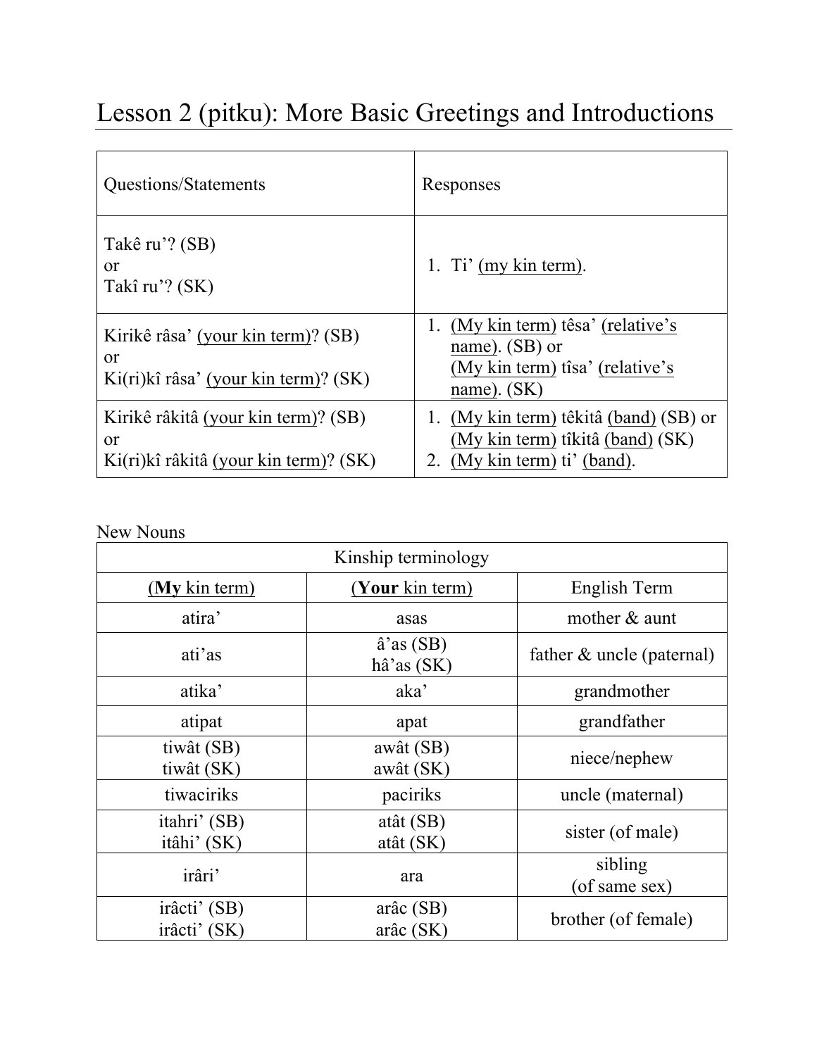# Lesson 2 (pitku): More Basic Greetings and Introductions

| Questions/Statements | Responses |
|---|---|
| Takê ru'? (SB)<br>or<br>Takî ru'? (SK) | 1. Ti' <u>(my kin term)</u>. |
| Kirikê râsa' <u>(your kin term)</u>? (SB)<br>or<br>Ki(ri)kî râsa' <u>(your kin term)</u>? (SK) | 1. <u>(My kin term)</u> têsa' <u>(relative's name)</u>. (SB) or<br><u>(My kin term)</u> tîsa' <u>(relative's name)</u>. (SK) |
| Kirikê râkitâ <u>(your kin term)</u>? (SB)<br>or<br>Ki(ri)kî râkitâ <u>(your kin term)</u>? (SK) | 1. <u>(My kin term)</u> têkitâ <u>(band)</u> (SB) or <u>(My kin term)</u> tîkitâ <u>(band)</u> (SK)<br>2. <u>(My kin term)</u> ti' <u>(band)</u>. |

New Nouns

| Kinship terminology | | |
|---|---|---|
| (**My** kin term) | (**Your** kin term) | English Term |
| atira' | asas | mother & aunt |
| ati'as | â'as (SB)<br>hâ'as (SK) | father & uncle (paternal) |
| atika' | aka' | grandmother |
| atipat | apat | grandfather |
| tiwât (SB)<br>tiwât (SK) | awât (SB)<br>awât (SK) | niece/nephew |
| tiwaciriks | paciriks | uncle (maternal) |
| itahri' (SB)<br>itâhi' (SK) | atât (SB)<br>atât (SK) | sister (of male) |
| irâri' | ara | sibling<br>(of same sex) |
| irâcti' (SB)<br>irâcti' (SK) | arâc (SB)<br>arâc (SK) | brother (of female) |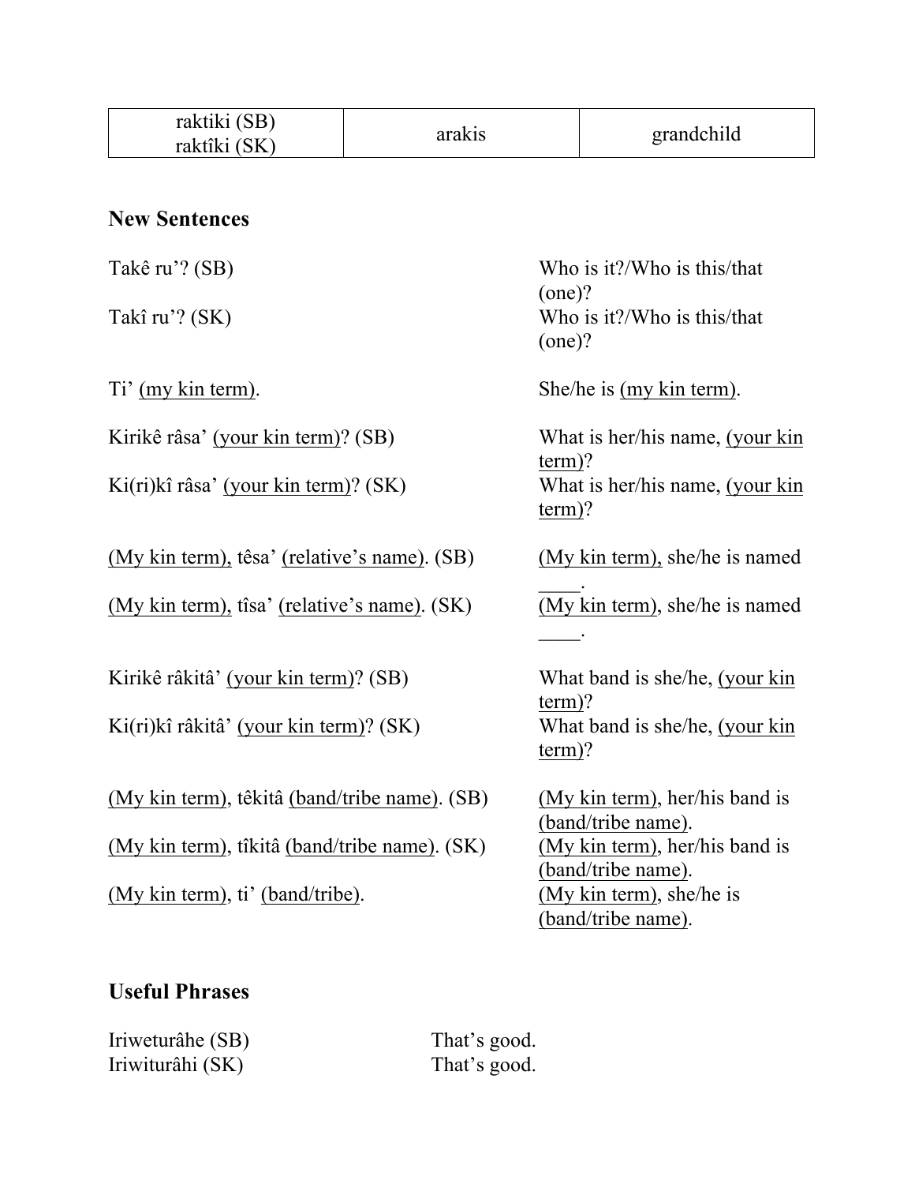| raktiki (SB)<br>raktîki (SK) | arakis | grandchild |
|---|---|---|

**New Sentences**

| | |
|---|---|
| Takê ru’? (SB) | Who is it?/Who is this/that (one)? |
| Takî ru’? (SK) | Who is it?/Who is this/that (one)? |
| Ti’ <u>(my kin term)</u>. | She/he is <u>(my kin term)</u>. |
| Kirikê râsa’ <u>(your kin term)</u>? (SB) | What is her/his name, <u>(your kin term)</u>? |
| Ki(ri)kî râsa’ <u>(your kin term)</u>? (SK) | What is her/his name, <u>(your kin term)</u>? |
| <u>(My kin term),</u> têsa’ <u>(relative’s name)</u>. (SB) | <u>(My kin term),</u> she/he is named ____. |
| <u>(My kin term),</u> tîsa’ <u>(relative’s name)</u>. (SK) | <u>(My kin term)</u>, she/he is named ____. |
| Kirikê râkitâ’ <u>(your kin term)</u>? (SB) | What band is she/he, <u>(your kin term)</u>? |
| Ki(ri)kî râkitâ’ <u>(your kin term)</u>? (SK) | What band is she/he, <u>(your kin term)</u>? |
| <u>(My kin term)</u>, têkitâ <u>(band/tribe name)</u>. (SB) | <u>(My kin term)</u>, her/his band is <u>(band/tribe name)</u>. |
| <u>(My kin term)</u>, tîkitâ <u>(band/tribe name)</u>. (SK) | <u>(My kin term)</u>, her/his band is <u>(band/tribe name)</u>. |
| <u>(My kin term)</u>, ti’ <u>(band/tribe)</u>. | <u>(My kin term)</u>, she/he is <u>(band/tribe name)</u>. |

**Useful Phrases**

| | |
|---|---|
| Iriweturâhe (SB) | That’s good. |
| Iriwiturâhi (SK) | That’s good. |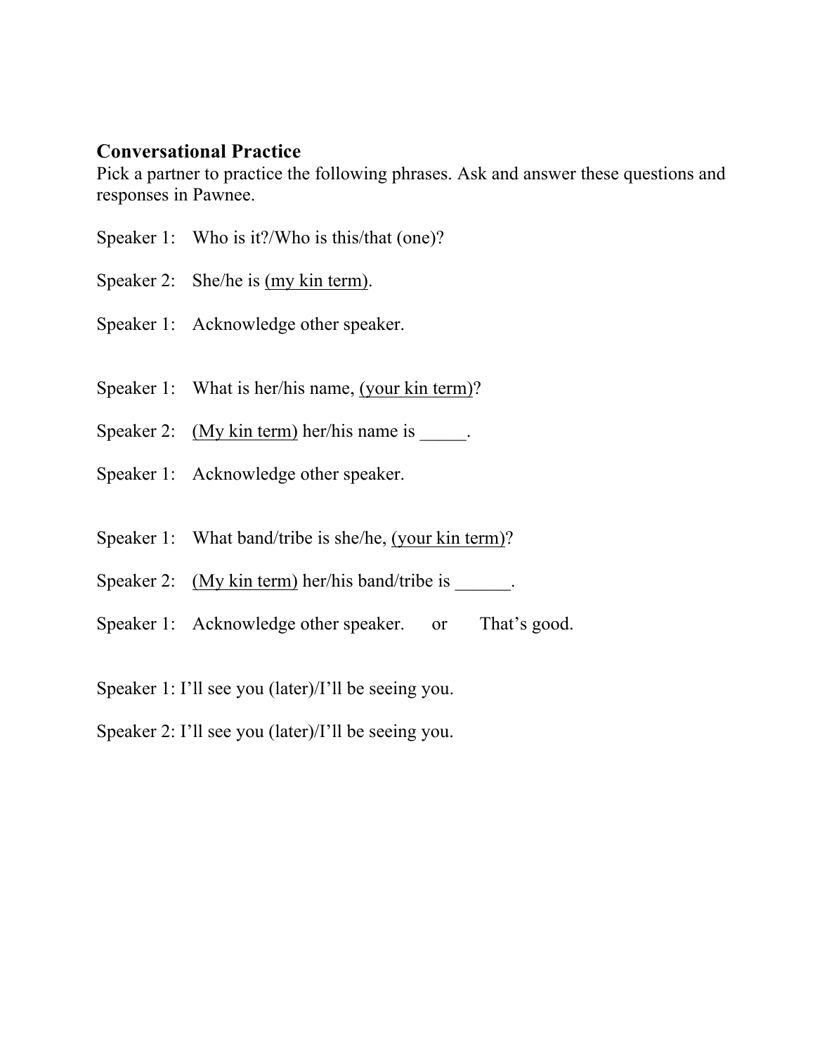## Conversational Practice

Pick a partner to practice the following phrases. Ask and answer these questions and responses in Pawnee.

Speaker 1: Who is it?/Who is this/that (one)?

Speaker 2: She/he is <u>(my kin term)</u>.

Speaker 1: Acknowledge other speaker.

Speaker 1: What is her/his name, <u>(your kin term)</u>?

Speaker 2: <u>(My kin term)</u> her/his name is _____.

Speaker 1: Acknowledge other speaker.

Speaker 1: What band/tribe is she/he, <u>(your kin term)</u>?

Speaker 2: <u>(My kin term)</u> her/his band/tribe is ______.

Speaker 1: Acknowledge other speaker. or That's good.

Speaker 1: I'll see you (later)/I'll be seeing you.

Speaker 2: I'll see you (later)/I'll be seeing you.